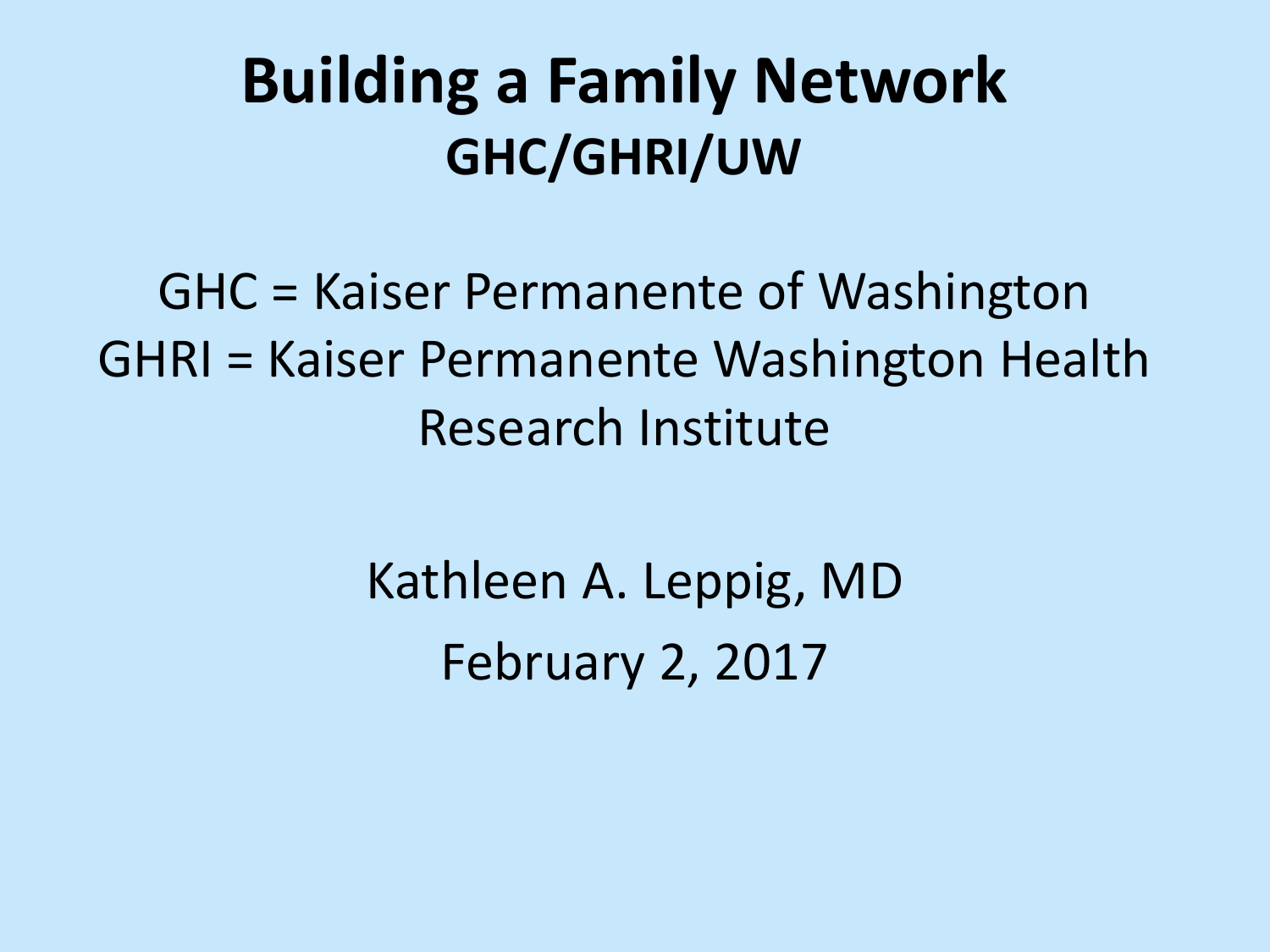# Building a Family Network

## GHC/GHRI/UW

GHC = Kaiser Permanente of Washington

GHRI = Kaiser Permanente Washington Health Research Institute

Kathleen A. Leppig, MD

February 2, 2017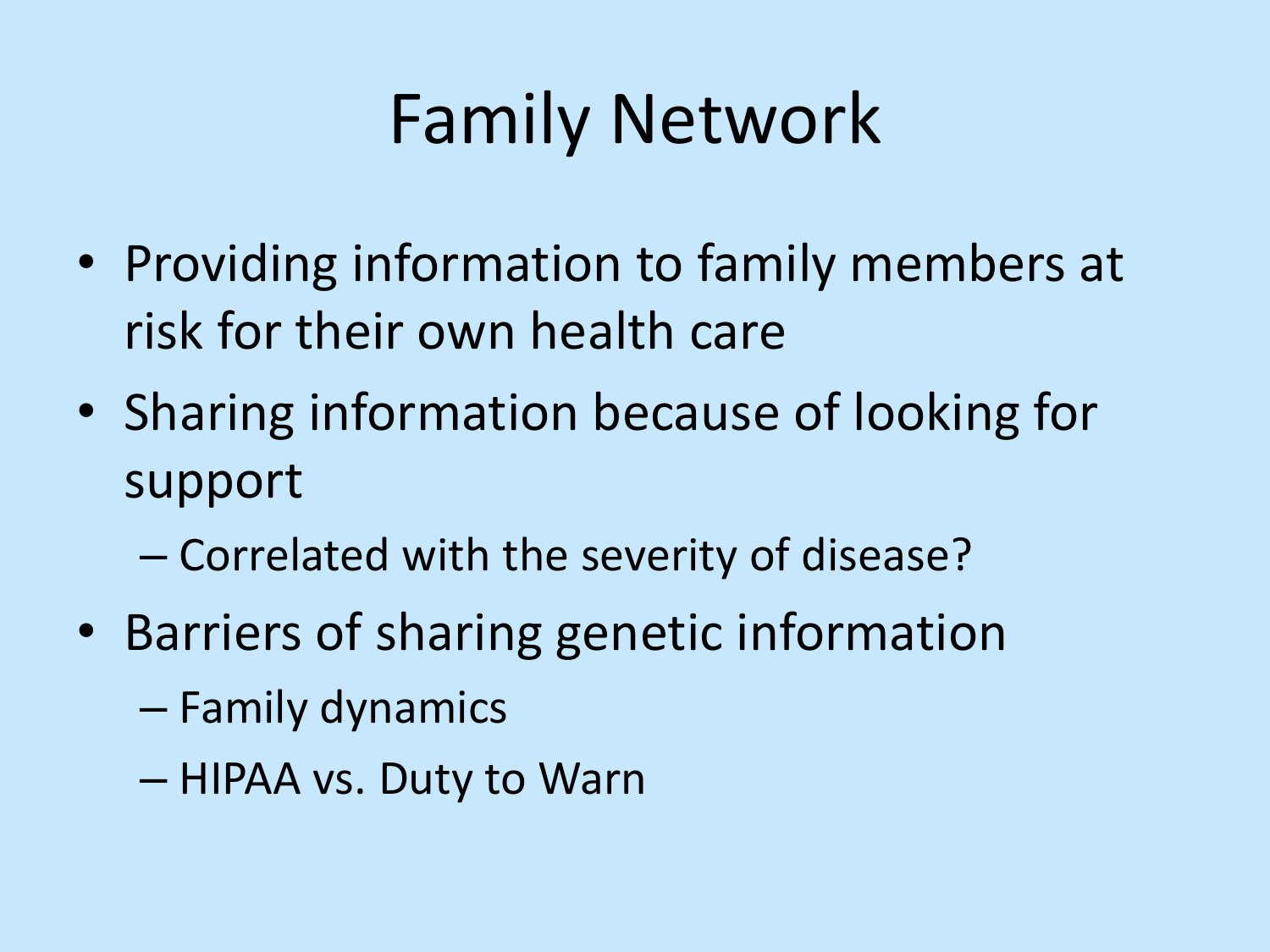# Family Network

- Providing information to family members at risk for their own health care
- Sharing information because of looking for support
  - Correlated with the severity of disease?
- Barriers of sharing genetic information
  - Family dynamics
  - HIPAA vs. Duty to Warn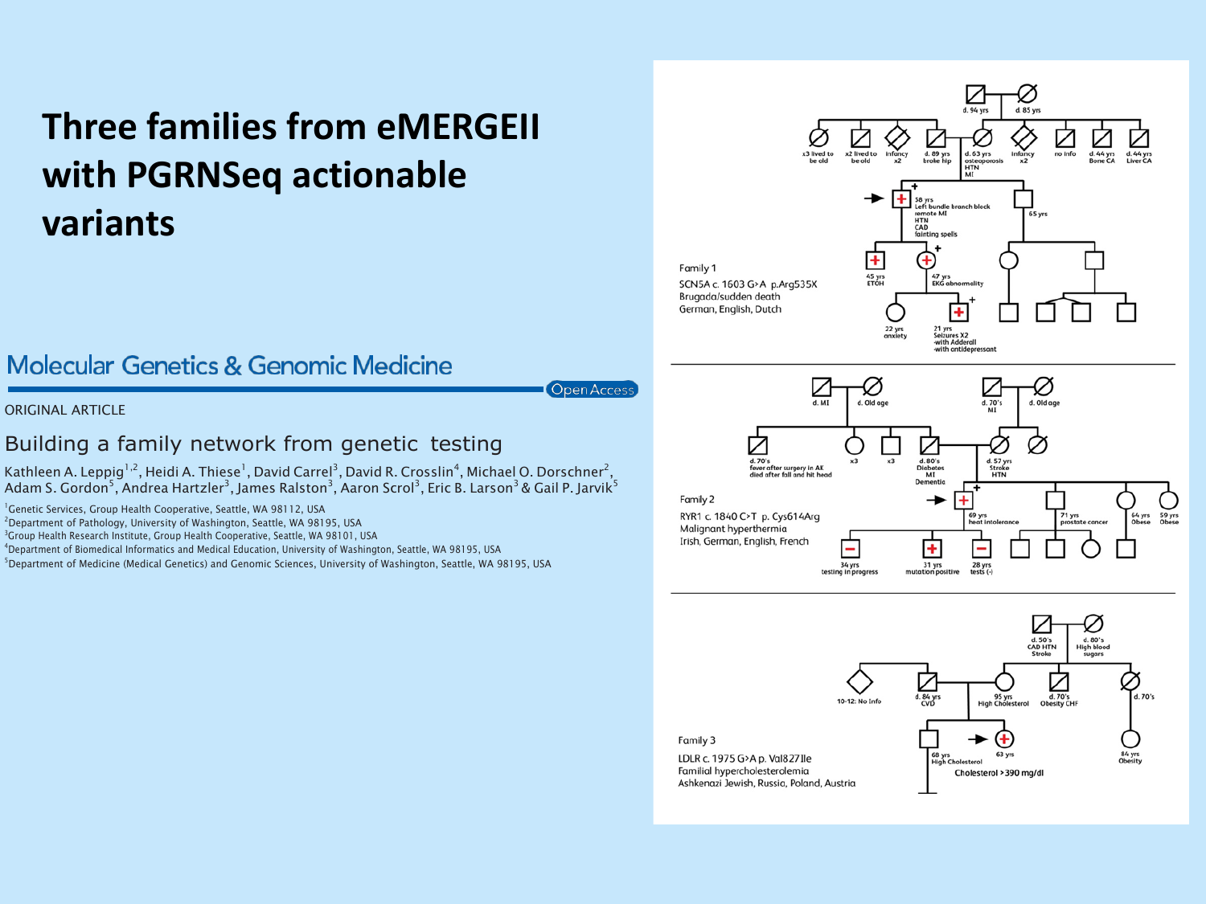# Three families from eMERGEII with PGRNSeq actionable variants

**Molecular Genetics & Genomic Medicine** Open Access

ORIGINAL ARTICLE

## Building a family network from genetic testing

Kathleen A. Leppig[1,2], Heidi A. Thiese[1], David Carrel[3], David R. Crosslin[4], Michael O. Dorschner[2], Adam S. Gordon[5], Andrea Hartzler[3], James Ralston[3], Aaron Scrol[3], Eric B. Larson[3] & Gail P. Jarvik[5]

[1]Genetic Services, Group Health Cooperative, Seattle, WA 98112, USA
[2]Department of Pathology, University of Washington, Seattle, WA 98195, USA
[3]Group Health Research Institute, Group Health Cooperative, Seattle, WA 98101, USA
[4]Department of Biomedical Informatics and Medical Education, University of Washington, Seattle, WA 98195, USA
[5]Department of Medicine (Medical Genetics) and Genomic Sciences, University of Washington, Seattle, WA 98195, USA

Family 1
SCN5A c. 1603 G>A p.Arg535X
Brugada/sudden death
German, English, Dutch

Family 2
RYR1 c. 1840 C>T p. Cys614Arg
Malignant hyperthermia
Irish, German, English, French

Family 3
LDLR c. 1975 G>A p. Val827Ile
Familial hypercholesterolemia
Ashkenazi Jewish, Russia, Poland, Austria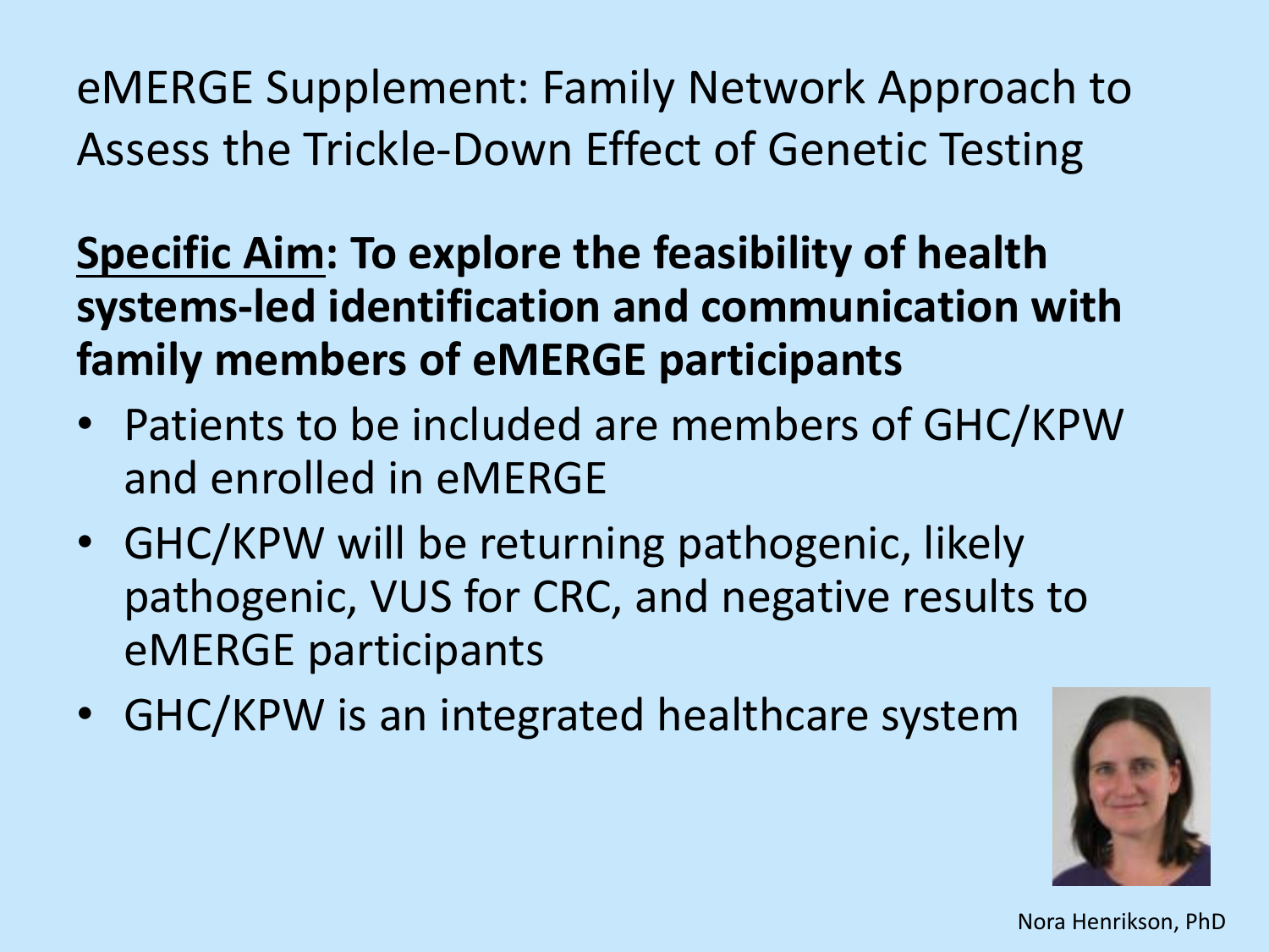# eMERGE Supplement: Family Network Approach to Assess the Trickle-Down Effect of Genetic Testing

**<u>Specific Aim</u>: To explore the feasibility of health systems-led identification and communication with family members of eMERGE participants**

- Patients to be included are members of GHC/KPW and enrolled in eMERGE
- GHC/KPW will be returning pathogenic, likely pathogenic, VUS for CRC, and negative results to eMERGE participants
- GHC/KPW is an integrated healthcare system

Nora Henrikson, PhD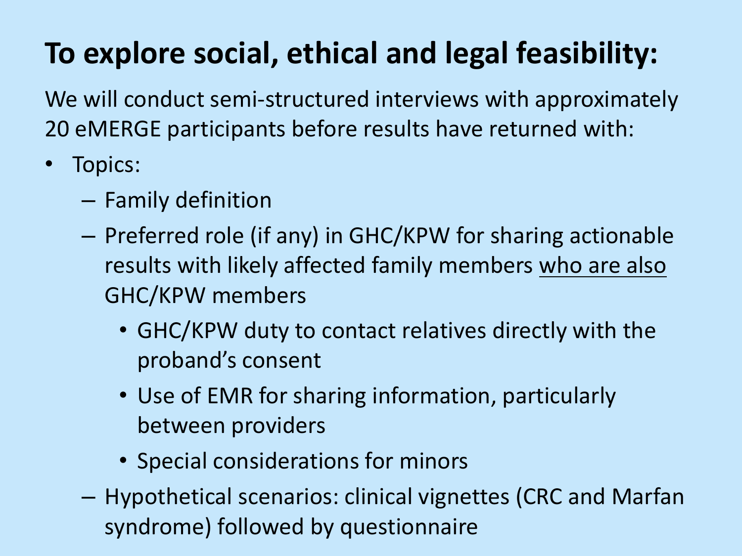# To explore social, ethical and legal feasibility:

We will conduct semi-structured interviews with approximately 20 eMERGE participants before results have returned with:

- Topics:
  - Family definition
  - Preferred role (if any) in GHC/KPW for sharing actionable results with likely affected family members <u>who are also</u> GHC/KPW members
    - GHC/KPW duty to contact relatives directly with the proband's consent
    - Use of EMR for sharing information, particularly between providers
    - Special considerations for minors
  - Hypothetical scenarios: clinical vignettes (CRC and Marfan syndrome) followed by questionnaire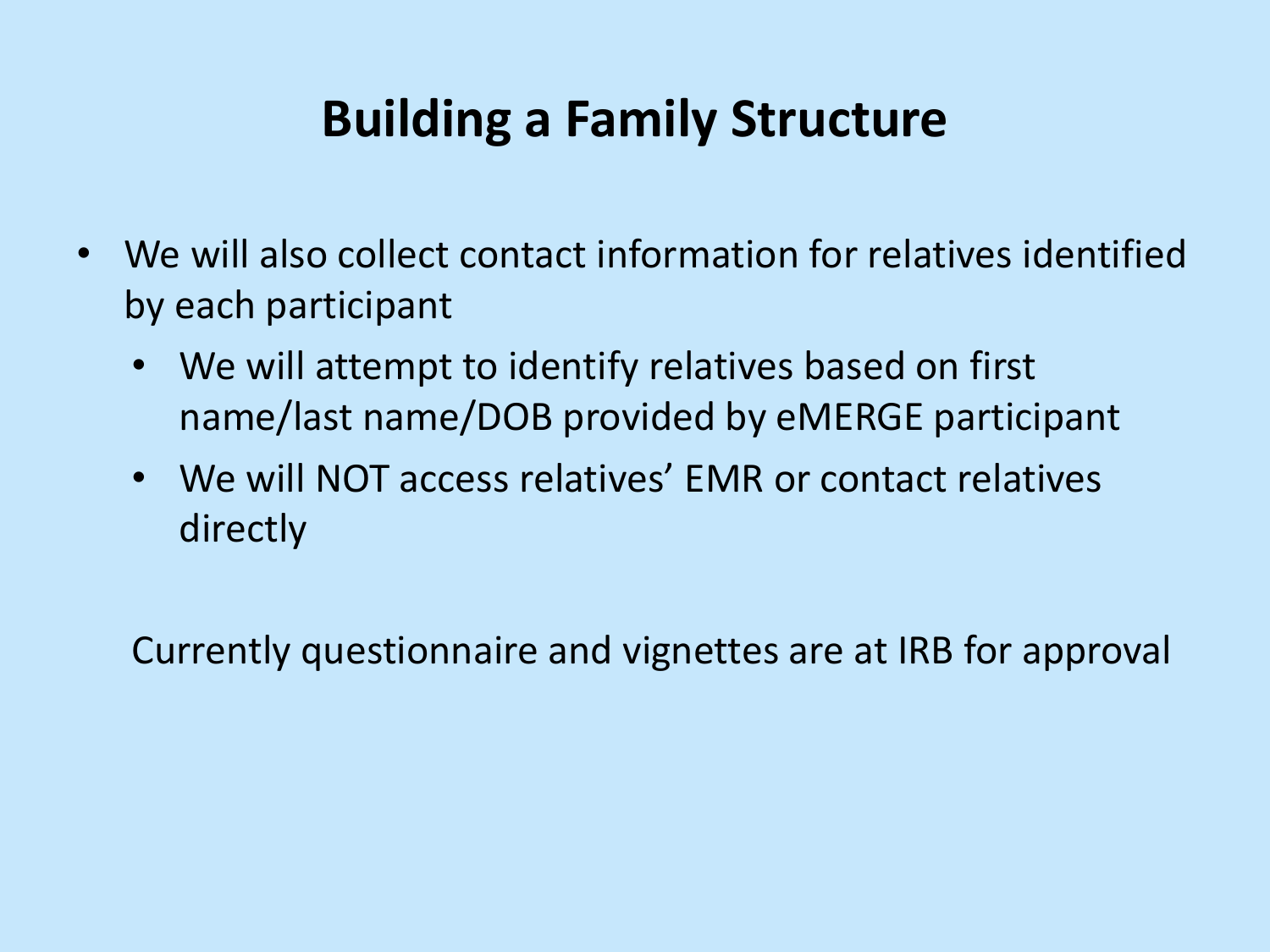# Building a Family Structure

- We will also collect contact information for relatives identified by each participant
  - We will attempt to identify relatives based on first name/last name/DOB provided by eMERGE participant
  - We will NOT access relatives' EMR or contact relatives directly

Currently questionnaire and vignettes are at IRB for approval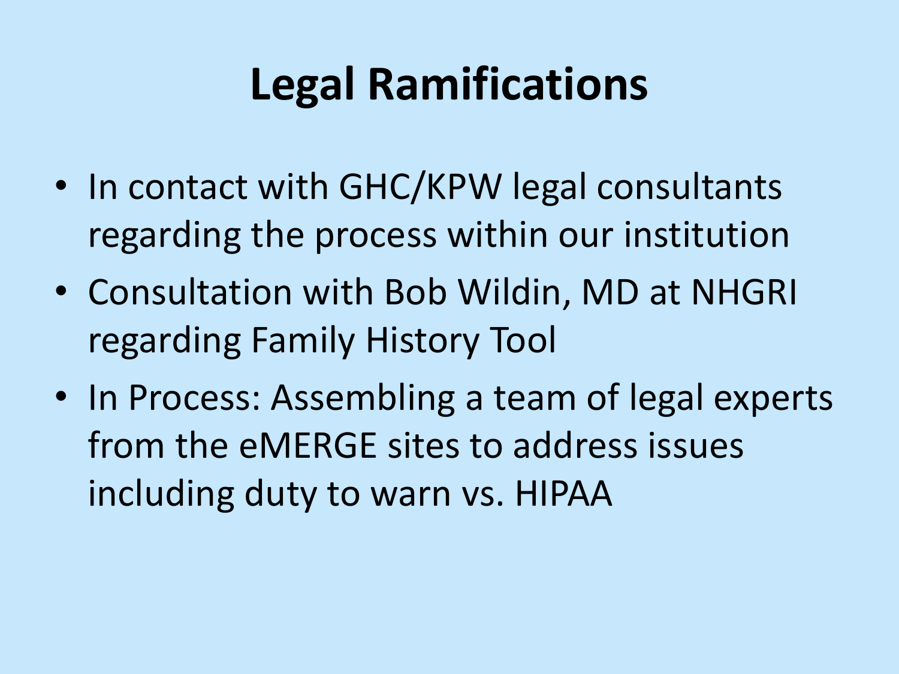# Legal Ramifications

- In contact with GHC/KPW legal consultants regarding the process within our institution
- Consultation with Bob Wildin, MD at NHGRI regarding Family History Tool
- In Process: Assembling a team of legal experts from the eMERGE sites to address issues including duty to warn vs. HIPAA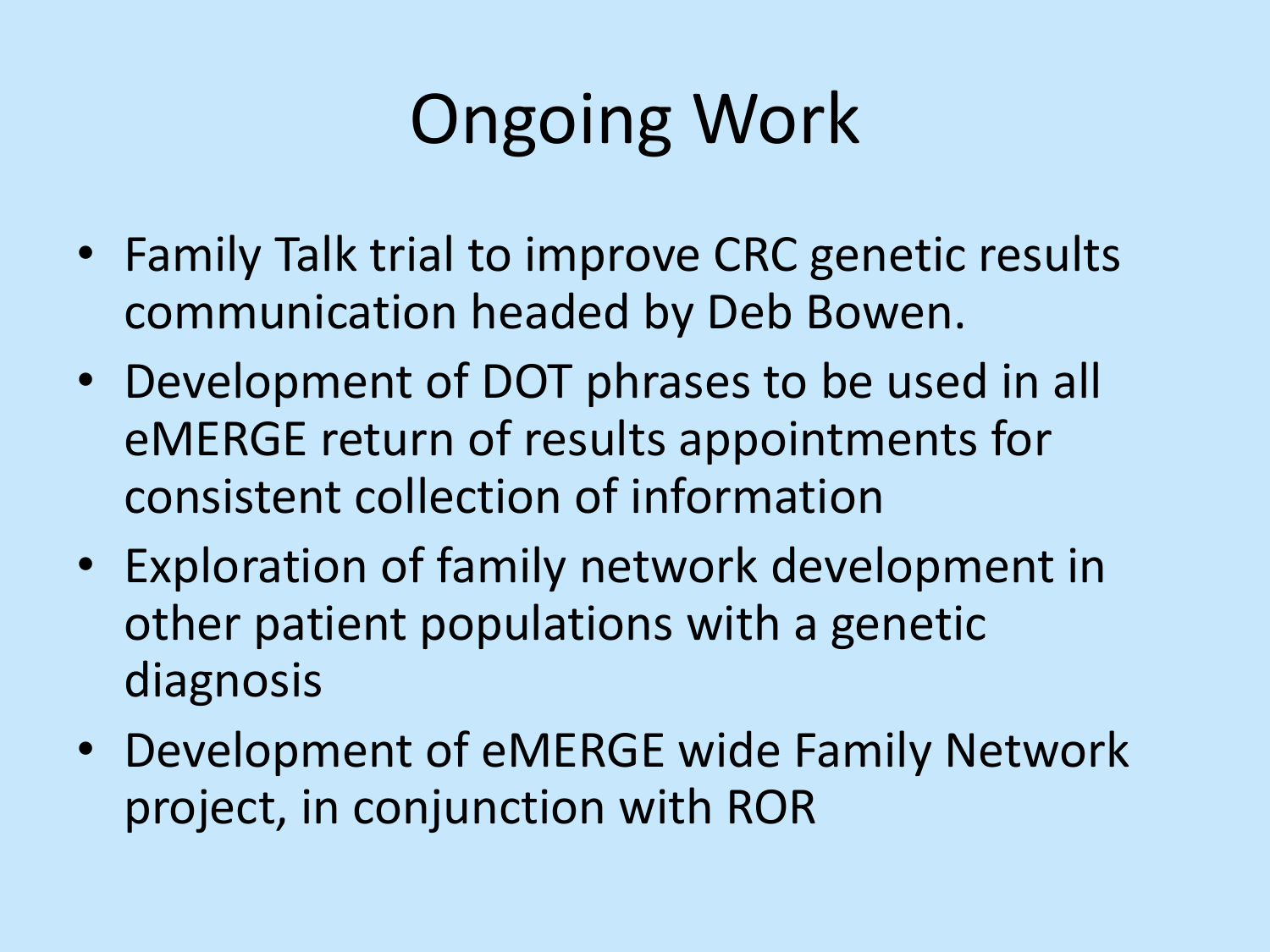# Ongoing Work

- Family Talk trial to improve CRC genetic results communication headed by Deb Bowen.
- Development of DOT phrases to be used in all eMERGE return of results appointments for consistent collection of information
- Exploration of family network development in other patient populations with a genetic diagnosis
- Development of eMERGE wide Family Network project, in conjunction with ROR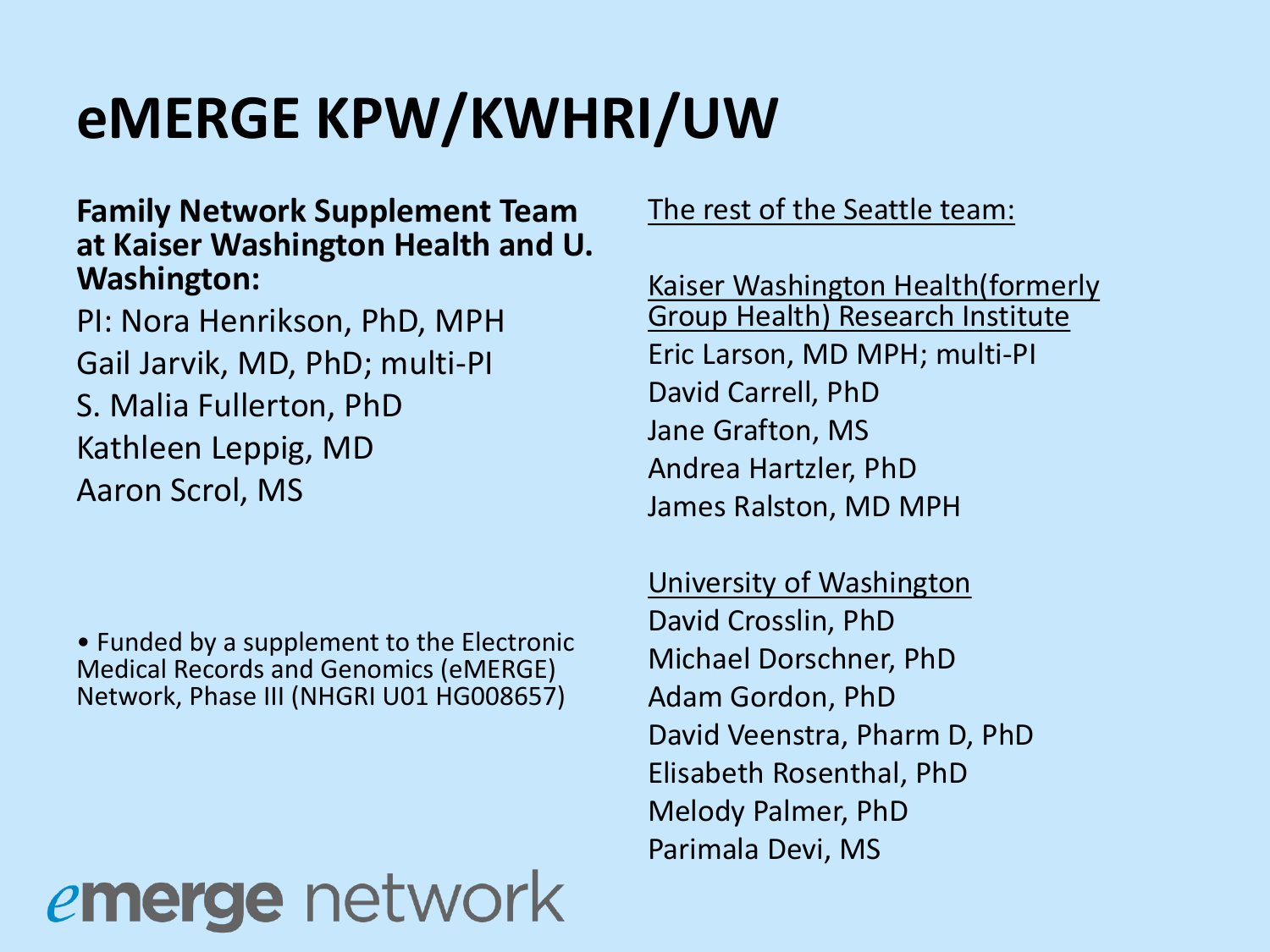# eMERGE KPW/KWHRI/UW

**Family Network Supplement Team at Kaiser Washington Health and U. Washington:**

PI: Nora Henrikson, PhD, MPH
Gail Jarvik, MD, PhD; multi-PI
S. Malia Fullerton, PhD
Kathleen Leppig, MD
Aaron Scrol, MS

- Funded by a supplement to the Electronic Medical Records and Genomics (eMERGE) Network, Phase III (NHGRI U01 HG008657)

The rest of the Seattle team:

Kaiser Washington Health(formerly Group Health) Research Institute

Eric Larson, MD MPH; multi-PI
David Carrell, PhD
Jane Grafton, MS
Andrea Hartzler, PhD
James Ralston, MD MPH

University of Washington

David Crosslin, PhD
Michael Dorschner, PhD
Adam Gordon, PhD
David Veenstra, Pharm D, PhD
Elisabeth Rosenthal, PhD
Melody Palmer, PhD
Parimala Devi, MS

emerge network